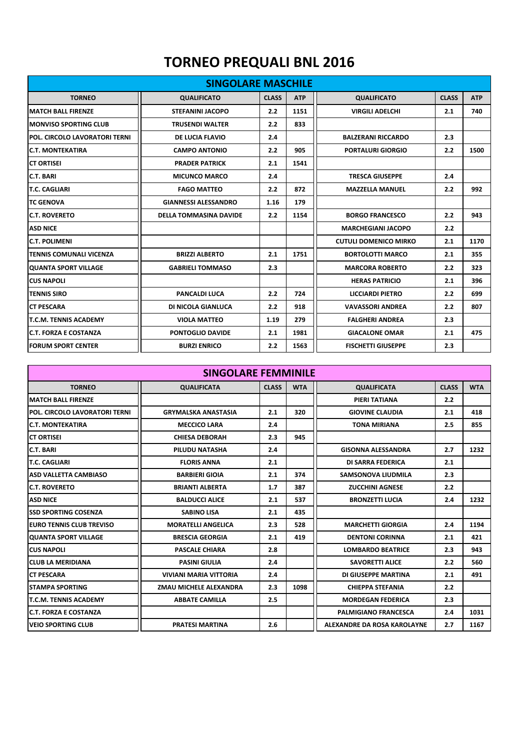# TORNEO PREQUALI BNL 2016

## SINGOLARE MASCHILE

| TORNEO | QUALIFICATO | CLASS | ATP | QUALIFICATO | CLASS | ATP |
|---|---|---|---|---|---|---|
| MATCH BALL FIRENZE | STEFANINI JACOPO | 2.2 | 1151 | VIRGILI ADELCHI | 2.1 | 740 |
| MONVISO SPORTING CLUB | TRUSENDI WALTER | 2.2 | 833 | | | |
| POL. CIRCOLO LAVORATORI TERNI | DE LUCIA FLAVIO | 2.4 | | BALZERANI RICCARDO | 2.3 | |
| C.T. MONTEKATIRA | CAMPO ANTONIO | 2.2 | 905 | PORTALURI GIORGIO | 2.2 | 1500 |
| CT ORTISEI | PRADER PATRICK | 2.1 | 1541 | | | |
| C.T. BARI | MICUNCO MARCO | 2.4 | | TRESCA GIUSEPPE | 2.4 | |
| T.C. CAGLIARI | FAGO MATTEO | 2.2 | 872 | MAZZELLA MANUEL | 2.2 | 992 |
| TC GENOVA | GIANNESSI ALESSANDRO | 1.16 | 179 | | | |
| C.T. ROVERETO | DELLA TOMMASINA DAVIDE | 2.2 | 1154 | BORGO FRANCESCO | 2.2 | 943 |
| ASD NICE | | | | MARCHEGIANI JACOPO | 2.2 | |
| C.T. POLIMENI | | | | CUTULI DOMENICO MIRKO | 2.1 | 1170 |
| TENNIS COMUNALI VICENZA | BRIZZI ALBERTO | 2.1 | 1751 | BORTOLOTTI MARCO | 2.1 | 355 |
| QUANTA SPORT VILLAGE | GABRIELI TOMMASO | 2.3 | | MARCORA ROBERTO | 2.2 | 323 |
| CUS NAPOLI | | | | HERAS PATRICIO | 2.1 | 396 |
| TENNIS SIRO | PANCALDI LUCA | 2.2 | 724 | LICCIARDI PIETRO | 2.2 | 699 |
| CT PESCARA | DI NICOLA GIANLUCA | 2.2 | 918 | VAVASSORI ANDREA | 2.2 | 807 |
| T.C.M. TENNIS ACADEMY | VIOLA MATTEO | 1.19 | 279 | FALGHERI ANDREA | 2.3 | |
| C.T. FORZA E COSTANZA | PONTOGLIO DAVIDE | 2.1 | 1981 | GIACALONE OMAR | 2.1 | 475 |
| FORUM SPORT CENTER | BURZI ENRICO | 2.2 | 1563 | FISCHETTI GIUSEPPE | 2.3 | |

## SINGOLARE FEMMINILE

| TORNEO | QUALIFICATA | CLASS | WTA | QUALIFICATA | CLASS | WTA |
|---|---|---|---|---|---|---|
| MATCH BALL FIRENZE | | | | PIERI TATIANA | 2.2 | |
| POL. CIRCOLO LAVORATORI TERNI | GRYMALSKA ANASTASIA | 2.1 | 320 | GIOVINE CLAUDIA | 2.1 | 418 |
| C.T. MONTEKATIRA | MECCICO LARA | 2.4 | | TONA MIRIANA | 2.5 | 855 |
| CT ORTISEI | CHIESA DEBORAH | 2.3 | 945 | | | |
| C.T. BARI | PILUDU NATASHA | 2.4 | | GISONNA ALESSANDRA | 2.7 | 1232 |
| T.C. CAGLIARI | FLORIS ANNA | 2.1 | | DI SARRA FEDERICA | 2.1 | |
| ASD VALLETTA CAMBIASO | BARBIERI GIOIA | 2.1 | 374 | SAMSONOVA LIUDMILA | 2.3 | |
| C.T. ROVERETO | BRIANTI ALBERTA | 1.7 | 387 | ZUCCHINI AGNESE | 2.2 | |
| ASD NICE | BALDUCCI ALICE | 2.1 | 537 | BRONZETTI LUCIA | 2.4 | 1232 |
| SSD SPORTING COSENZA | SABINO LISA | 2.1 | 435 | | | |
| EURO TENNIS CLUB TREVISO | MORATELLI ANGELICA | 2.3 | 528 | MARCHETTI GIORGIA | 2.4 | 1194 |
| QUANTA SPORT VILLAGE | BRESCIA GEORGIA | 2.1 | 419 | DENTONI CORINNA | 2.1 | 421 |
| CUS NAPOLI | PASCALE CHIARA | 2.8 | | LOMBARDO BEATRICE | 2.3 | 943 |
| CLUB LA MERIDIANA | PASINI GIULIA | 2.4 | | SAVORETTI ALICE | 2.2 | 560 |
| CT PESCARA | VIVIANI MARIA VITTORIA | 2.4 | | DI GIUSEPPE MARTINA | 2.1 | 491 |
| STAMPA SPORTING | ZMAU MICHELE ALEXANDRA | 2.3 | 1098 | CHIEPPA STEFANIA | 2.2 | |
| T.C.M. TENNIS ACADEMY | ABBATE CAMILLA | 2.5 | | MORDEGAN FEDERICA | 2.3 | |
| C.T. FORZA E COSTANZA | | | | PALMIGIANO FRANCESCA | 2.4 | 1031 |
| VEIO SPORTING CLUB | PRATESI MARTINA | 2.6 | | ALEXANDRE DA ROSA KAROLAYNE | 2.7 | 1167 |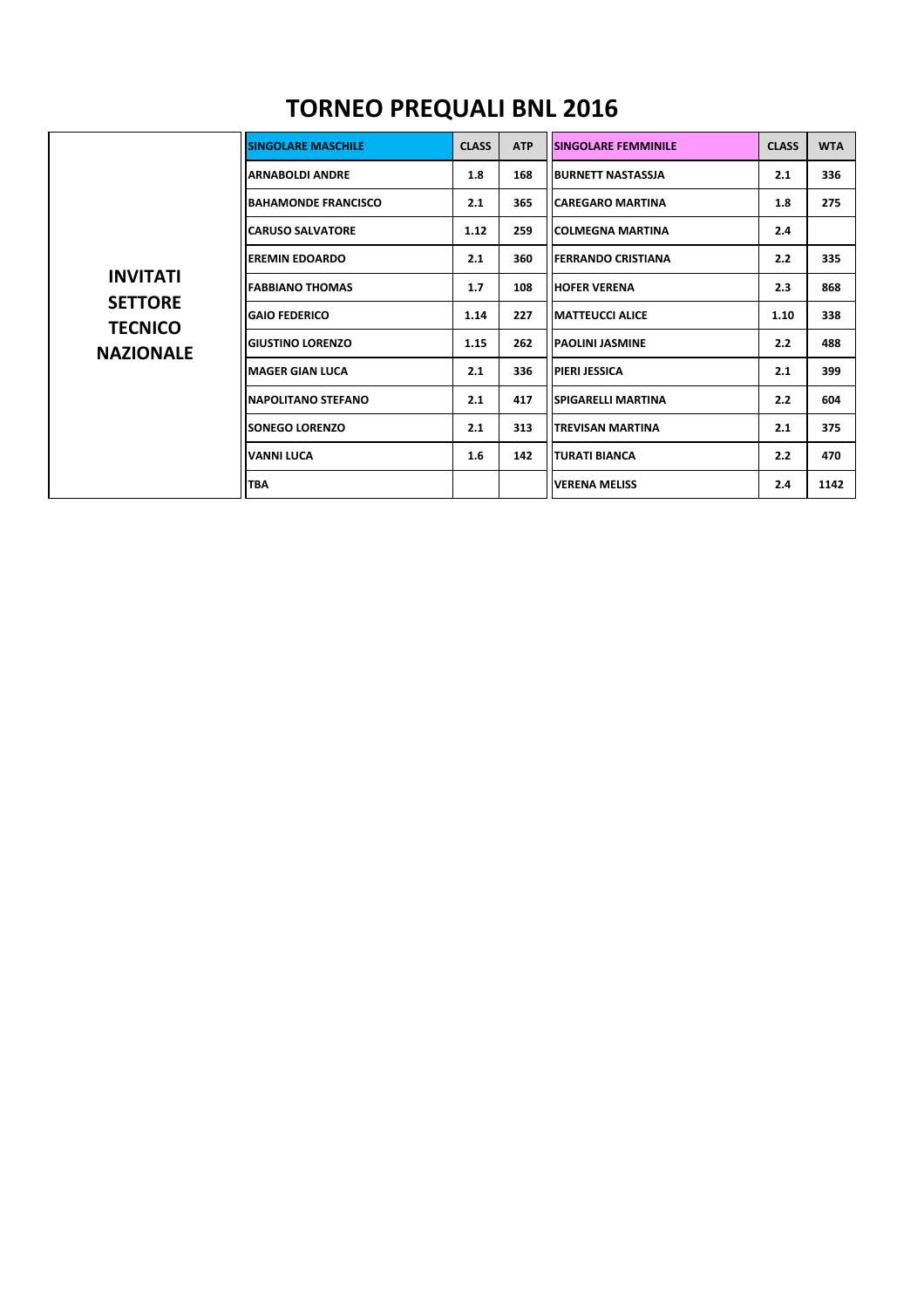# TORNEO PREQUALI BNL 2016

| | SINGOLARE MASCHILE | CLASS | ATP | SINGOLARE FEMMINILE | CLASS | WTA |
|---|---|---|---|---|---|---|
| **INVITATI SETTORE TECNICO NAZIONALE** | ARNABOLDI ANDRE | 1.8 | 168 | BURNETT NASTASSJA | 2.1 | 336 |
| | BAHAMONDE FRANCISCO | 2.1 | 365 | CAREGARO MARTINA | 1.8 | 275 |
| | CARUSO SALVATORE | 1.12 | 259 | COLMEGNA MARTINA | 2.4 | |
| | EREMIN EDOARDO | 2.1 | 360 | FERRANDO CRISTIANA | 2.2 | 335 |
| | FABBIANO THOMAS | 1.7 | 108 | HOFER VERENA | 2.3 | 868 |
| | GAIO FEDERICO | 1.14 | 227 | MATTEUCCI ALICE | 1.10 | 338 |
| | GIUSTINO LORENZO | 1.15 | 262 | PAOLINI JASMINE | 2.2 | 488 |
| | MAGER GIAN LUCA | 2.1 | 336 | PIERI JESSICA | 2.1 | 399 |
| | NAPOLITANO STEFANO | 2.1 | 417 | SPIGARELLI MARTINA | 2.2 | 604 |
| | SONEGO LORENZO | 2.1 | 313 | TREVISAN MARTINA | 2.1 | 375 |
| | VANNI LUCA | 1.6 | 142 | TURATI BIANCA | 2.2 | 470 |
| | TBA | | | VERENA MELISS | 2.4 | 1142 |